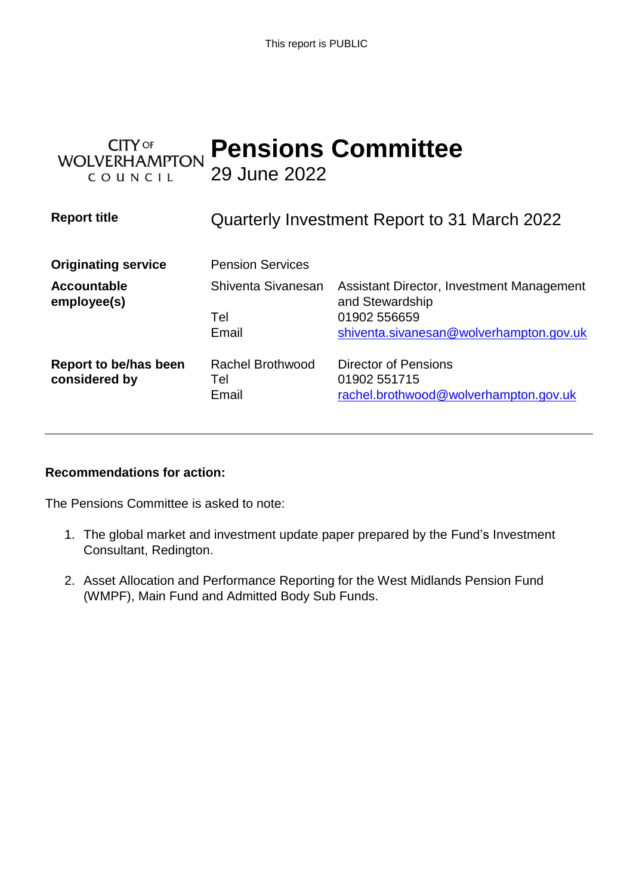This report is PUBLIC

CITY OF WOLVERHAMPTON COUNCIL

# Pensions Committee

29 June 2022

| | | |
|---|---|---|
| **Report title** | Quarterly Investment Report to 31 March 2022 | |
| **Originating service** | Pension Services | |
| **Accountable employee(s)** | Shiventa Sivanesan | Assistant Director, Investment Management and Stewardship |
| | Tel | 01902 556659 |
| | Email | shiventa.sivanesan@wolverhampton.gov.uk |
| **Report to be/has been considered by** | Rachel Brothwood | Director of Pensions |
| | Tel | 01902 551715 |
| | Email | rachel.brothwood@wolverhampton.gov.uk |

**Recommendations for action:**

The Pensions Committee is asked to note:

1. The global market and investment update paper prepared by the Fund's Investment Consultant, Redington.
2. Asset Allocation and Performance Reporting for the West Midlands Pension Fund (WMPF), Main Fund and Admitted Body Sub Funds.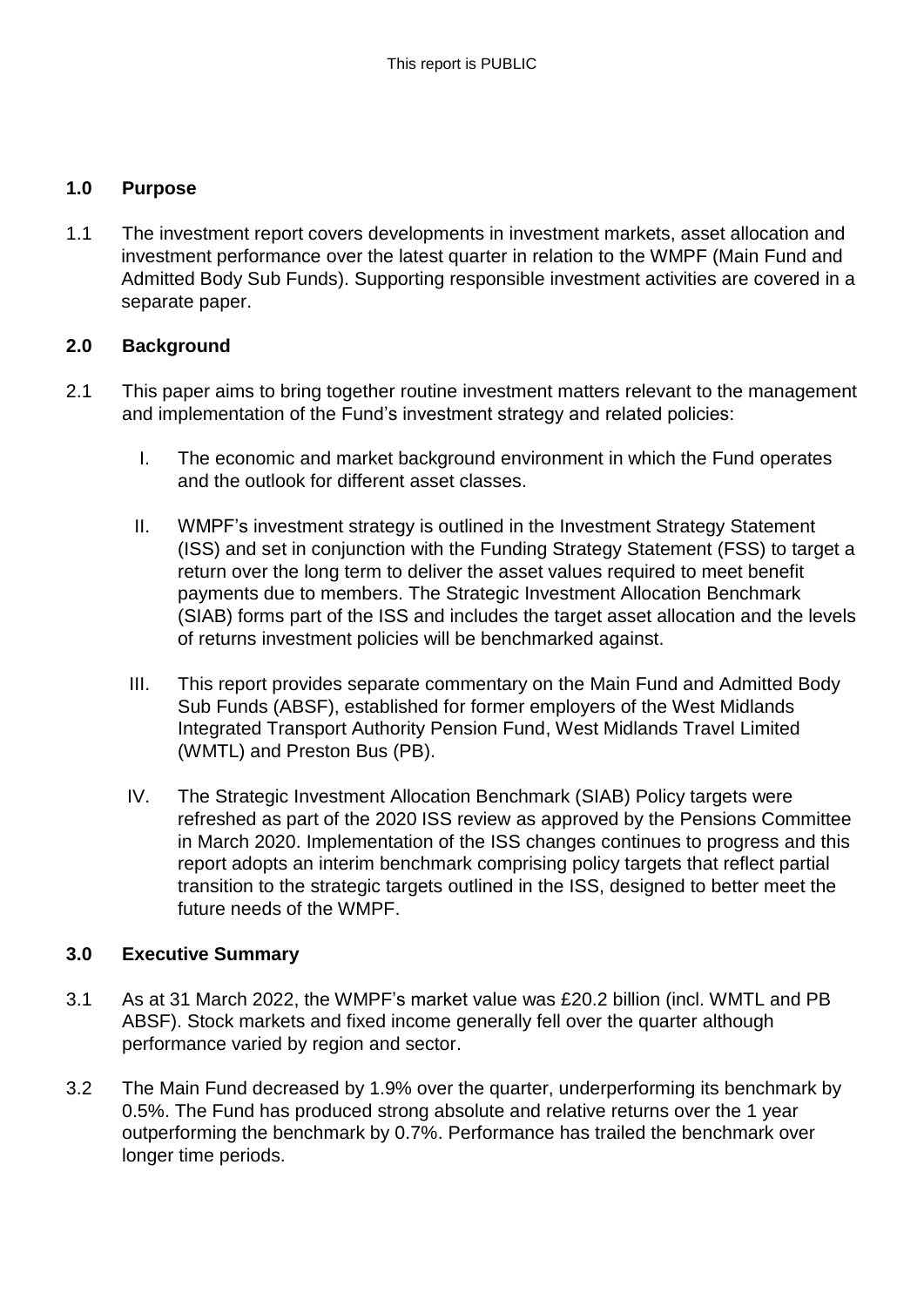## 1.0 Purpose

1.1 The investment report covers developments in investment markets, asset allocation and investment performance over the latest quarter in relation to the WMPF (Main Fund and Admitted Body Sub Funds). Supporting responsible investment activities are covered in a separate paper.

## 2.0 Background

2.1 This paper aims to bring together routine investment matters relevant to the management and implementation of the Fund's investment strategy and related policies:

I. The economic and market background environment in which the Fund operates and the outlook for different asset classes.

II. WMPF's investment strategy is outlined in the Investment Strategy Statement (ISS) and set in conjunction with the Funding Strategy Statement (FSS) to target a return over the long term to deliver the asset values required to meet benefit payments due to members. The Strategic Investment Allocation Benchmark (SIAB) forms part of the ISS and includes the target asset allocation and the levels of returns investment policies will be benchmarked against.

III. This report provides separate commentary on the Main Fund and Admitted Body Sub Funds (ABSF), established for former employers of the West Midlands Integrated Transport Authority Pension Fund, West Midlands Travel Limited (WMTL) and Preston Bus (PB).

IV. The Strategic Investment Allocation Benchmark (SIAB) Policy targets were refreshed as part of the 2020 ISS review as approved by the Pensions Committee in March 2020. Implementation of the ISS changes continues to progress and this report adopts an interim benchmark comprising policy targets that reflect partial transition to the strategic targets outlined in the ISS, designed to better meet the future needs of the WMPF.

## 3.0 Executive Summary

3.1 As at 31 March 2022, the WMPF's market value was £20.2 billion (incl. WMTL and PB ABSF). Stock markets and fixed income generally fell over the quarter although performance varied by region and sector.

3.2 The Main Fund decreased by 1.9% over the quarter, underperforming its benchmark by 0.5%. The Fund has produced strong absolute and relative returns over the 1 year outperforming the benchmark by 0.7%. Performance has trailed the benchmark over longer time periods.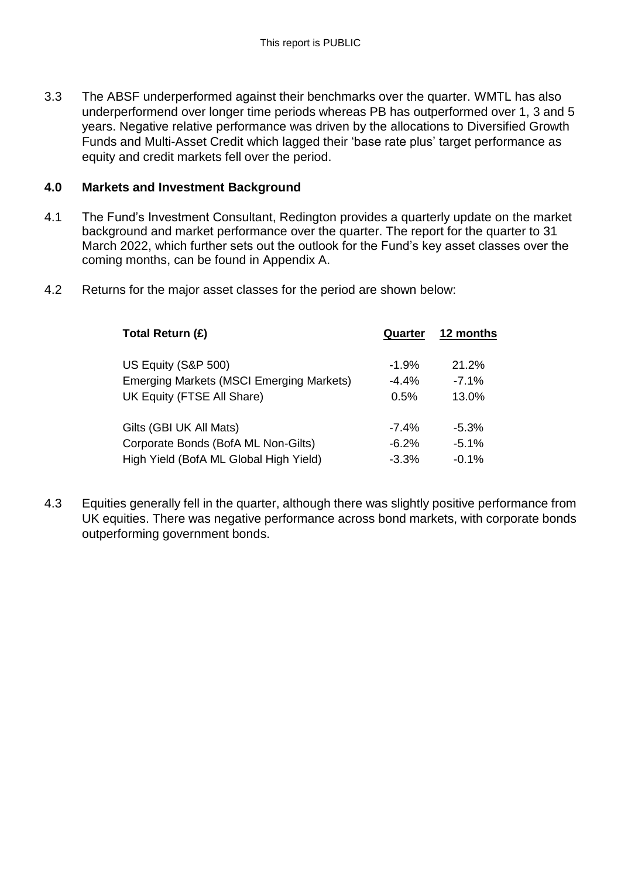3.3 The ABSF underperformed against their benchmarks over the quarter. WMTL has also underperformend over longer time periods whereas PB has outperformed over 1, 3 and 5 years. Negative relative performance was driven by the allocations to Diversified Growth Funds and Multi-Asset Credit which lagged their 'base rate plus' target performance as equity and credit markets fell over the period.

## 4.0 Markets and Investment Background

4.1 The Fund's Investment Consultant, Redington provides a quarterly update on the market background and market performance over the quarter. The report for the quarter to 31 March 2022, which further sets out the outlook for the Fund's key asset classes over the coming months, can be found in Appendix A.

4.2 Returns for the major asset classes for the period are shown below:

| Total Return (£) | Quarter | 12 months |
|---|---|---|
| US Equity (S&P 500) | -1.9% | 21.2% |
| Emerging Markets (MSCI Emerging Markets) | -4.4% | -7.1% |
| UK Equity (FTSE All Share) | 0.5% | 13.0% |
| Gilts (GBI UK All Mats) | -7.4% | -5.3% |
| Corporate Bonds (BofA ML Non-Gilts) | -6.2% | -5.1% |
| High Yield (BofA ML Global High Yield) | -3.3% | -0.1% |

4.3 Equities generally fell in the quarter, although there was slightly positive performance from UK equities. There was negative performance across bond markets, with corporate bonds outperforming government bonds.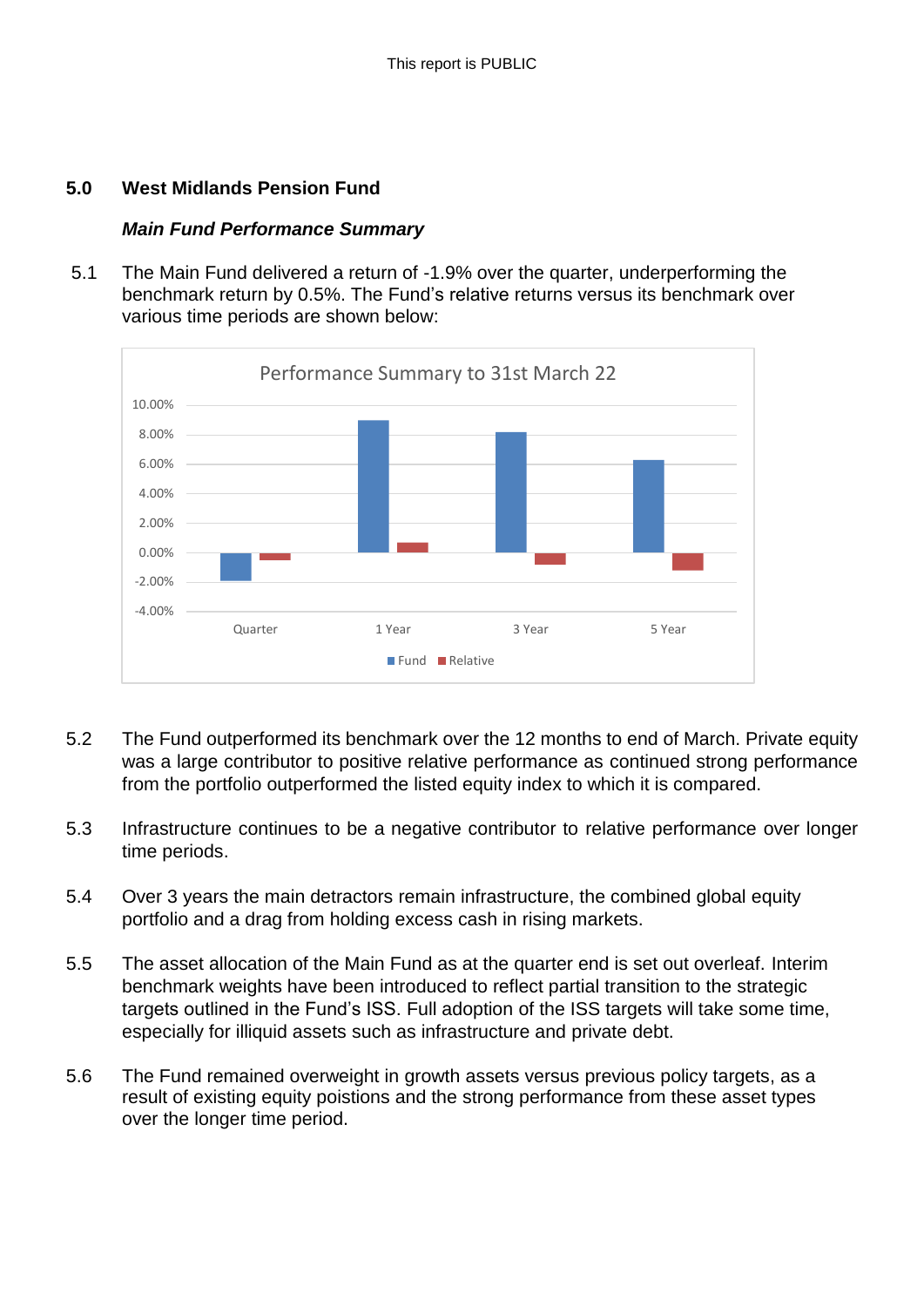## 5.0 West Midlands Pension Fund

***Main Fund Performance Summary***

5.1 The Main Fund delivered a return of -1.9% over the quarter, underperforming the benchmark return by 0.5%. The Fund's relative returns versus its benchmark over various time periods are shown below:

Performance Summary to 31st March 22

5.2 The Fund outperformed its benchmark over the 12 months to end of March. Private equity was a large contributor to positive relative performance as continued strong performance from the portfolio outperformed the listed equity index to which it is compared.

5.3 Infrastructure continues to be a negative contributor to relative performance over longer time periods.

5.4 Over 3 years the main detractors remain infrastructure, the combined global equity portfolio and a drag from holding excess cash in rising markets.

5.5 The asset allocation of the Main Fund as at the quarter end is set out overleaf. Interim benchmark weights have been introduced to reflect partial transition to the strategic targets outlined in the Fund's ISS. Full adoption of the ISS targets will take some time, especially for illiquid assets such as infrastructure and private debt.

5.6 The Fund remained overweight in growth assets versus previous policy targets, as a result of existing equity poistions and the strong performance from these asset types over the longer time period.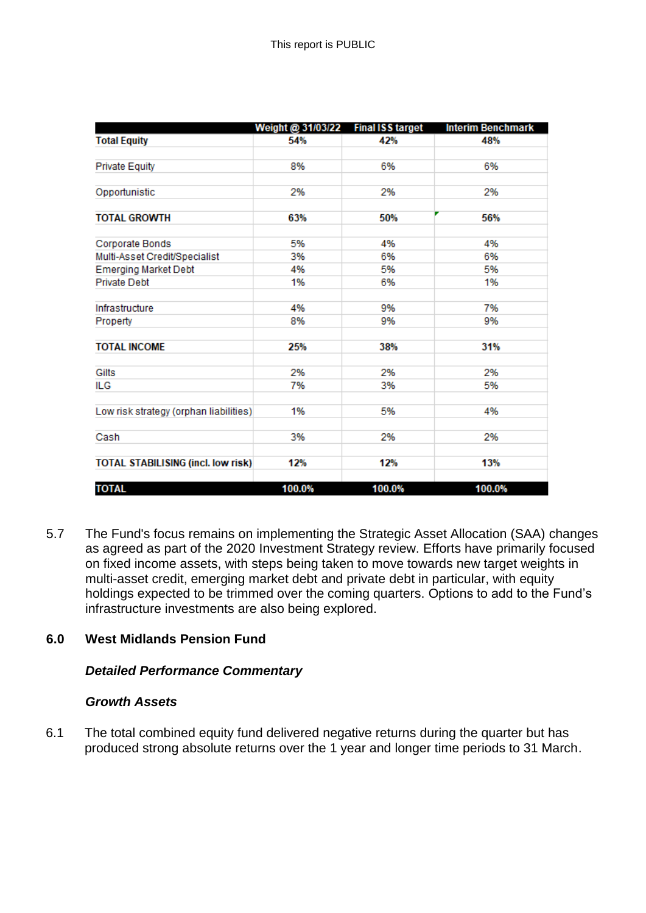| | Weight @ 31/03/22 | Final ISS target | Interim Benchmark |
|---|---|---|---|
| **Total Equity** | **54%** | **42%** | **48%** |
| | | | |
| Private Equity | 8% | 6% | 6% |
| | | | |
| Opportunistic | 2% | 2% | 2% |
| | | | |
| **TOTAL GROWTH** | **63%** | **50%** | **56%** |
| | | | |
| Corporate Bonds | 5% | 4% | 4% |
| Multi-Asset Credit/Specialist | 3% | 6% | 6% |
| Emerging Market Debt | 4% | 5% | 5% |
| Private Debt | 1% | 6% | 1% |
| | | | |
| Infrastructure | 4% | 9% | 7% |
| Property | 8% | 9% | 9% |
| | | | |
| **TOTAL INCOME** | **25%** | **38%** | **31%** |
| | | | |
| Gilts | 2% | 2% | 2% |
| ILG | 7% | 3% | 5% |
| | | | |
| Low risk strategy (orphan liabilities) | 1% | 5% | 4% |
| | | | |
| Cash | 3% | 2% | 2% |
| | | | |
| **TOTAL STABILISING (incl. low risk)** | **12%** | **12%** | **13%** |
| | | | |
| **TOTAL** | **100.0%** | **100.0%** | **100.0%** |

5.7 The Fund's focus remains on implementing the Strategic Asset Allocation (SAA) changes as agreed as part of the 2020 Investment Strategy review. Efforts have primarily focused on fixed income assets, with steps being taken to move towards new target weights in multi-asset credit, emerging market debt and private debt in particular, with equity holdings expected to be trimmed over the coming quarters. Options to add to the Fund's infrastructure investments are also being explored.

## 6.0 West Midlands Pension Fund

***Detailed Performance Commentary***

***Growth Assets***

6.1 The total combined equity fund delivered negative returns during the quarter but has produced strong absolute returns over the 1 year and longer time periods to 31 March.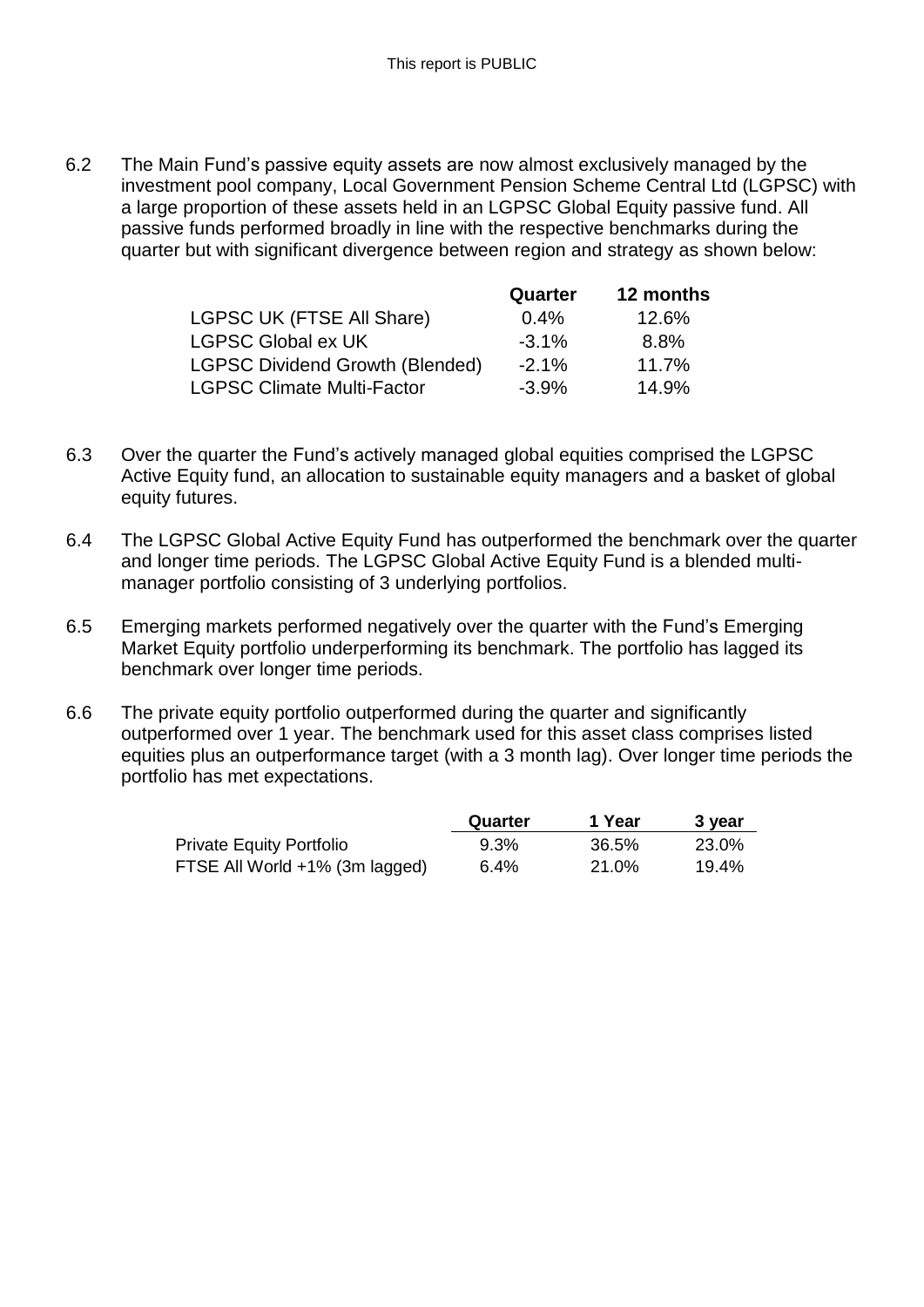6.2 The Main Fund's passive equity assets are now almost exclusively managed by the investment pool company, Local Government Pension Scheme Central Ltd (LGPSC) with a large proportion of these assets held in an LGPSC Global Equity passive fund. All passive funds performed broadly in line with the respective benchmarks during the quarter but with significant divergence between region and strategy as shown below:

| | Quarter | 12 months |
|---|---|---|
| LGPSC UK (FTSE All Share) | 0.4% | 12.6% |
| LGPSC Global ex UK | -3.1% | 8.8% |
| LGPSC Dividend Growth (Blended) | -2.1% | 11.7% |
| LGPSC Climate Multi-Factor | -3.9% | 14.9% |

6.3 Over the quarter the Fund's actively managed global equities comprised the LGPSC Active Equity fund, an allocation to sustainable equity managers and a basket of global equity futures.

6.4 The LGPSC Global Active Equity Fund has outperformed the benchmark over the quarter and longer time periods. The LGPSC Global Active Equity Fund is a blended multi-manager portfolio consisting of 3 underlying portfolios.

6.5 Emerging markets performed negatively over the quarter with the Fund's Emerging Market Equity portfolio underperforming its benchmark. The portfolio has lagged its benchmark over longer time periods.

6.6 The private equity portfolio outperformed during the quarter and significantly outperformed over 1 year. The benchmark used for this asset class comprises listed equities plus an outperformance target (with a 3 month lag). Over longer time periods the portfolio has met expectations.

| | Quarter | 1 Year | 3 year |
|---|---|---|---|
| Private Equity Portfolio | 9.3% | 36.5% | 23.0% |
| FTSE All World +1% (3m lagged) | 6.4% | 21.0% | 19.4% |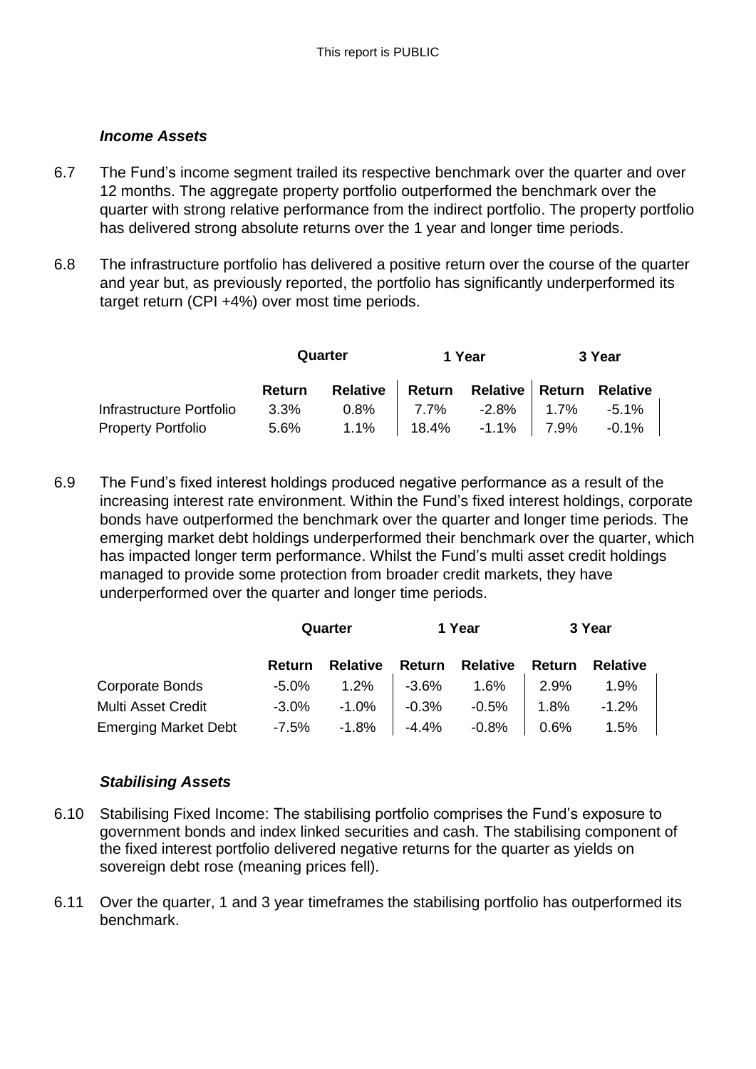### *Income Assets*

6.7 The Fund's income segment trailed its respective benchmark over the quarter and over 12 months. The aggregate property portfolio outperformed the benchmark over the quarter with strong relative performance from the indirect portfolio. The property portfolio has delivered strong absolute returns over the 1 year and longer time periods.

6.8 The infrastructure portfolio has delivered a positive return over the course of the quarter and year but, as previously reported, the portfolio has significantly underperformed its target return (CPI +4%) over most time periods.

| | Quarter | | 1 Year | | 3 Year | |
|---|---|---|---|---|---|---|
| | **Return** | **Relative** | **Return** | **Relative** | **Return** | **Relative** |
| Infrastructure Portfolio | 3.3% | 0.8% | 7.7% | -2.8% | 1.7% | -5.1% |
| Property Portfolio | 5.6% | 1.1% | 18.4% | -1.1% | 7.9% | -0.1% |

6.9 The Fund's fixed interest holdings produced negative performance as a result of the increasing interest rate environment. Within the Fund's fixed interest holdings, corporate bonds have outperformed the benchmark over the quarter and longer time periods. The emerging market debt holdings underperformed their benchmark over the quarter, which has impacted longer term performance. Whilst the Fund's multi asset credit holdings managed to provide some protection from broader credit markets, they have underperformed over the quarter and longer time periods.

| | Quarter | | 1 Year | | 3 Year | |
|---|---|---|---|---|---|---|
| | **Return** | **Relative** | **Return** | **Relative** | **Return** | **Relative** |
| Corporate Bonds | -5.0% | 1.2% | -3.6% | 1.6% | 2.9% | 1.9% |
| Multi Asset Credit | -3.0% | -1.0% | -0.3% | -0.5% | 1.8% | -1.2% |
| Emerging Market Debt | -7.5% | -1.8% | -4.4% | -0.8% | 0.6% | 1.5% |

### *Stabilising Assets*

6.10 Stabilising Fixed Income: The stabilising portfolio comprises the Fund's exposure to government bonds and index linked securities and cash. The stabilising component of the fixed interest portfolio delivered negative returns for the quarter as yields on sovereign debt rose (meaning prices fell).

6.11 Over the quarter, 1 and 3 year timeframes the stabilising portfolio has outperformed its benchmark.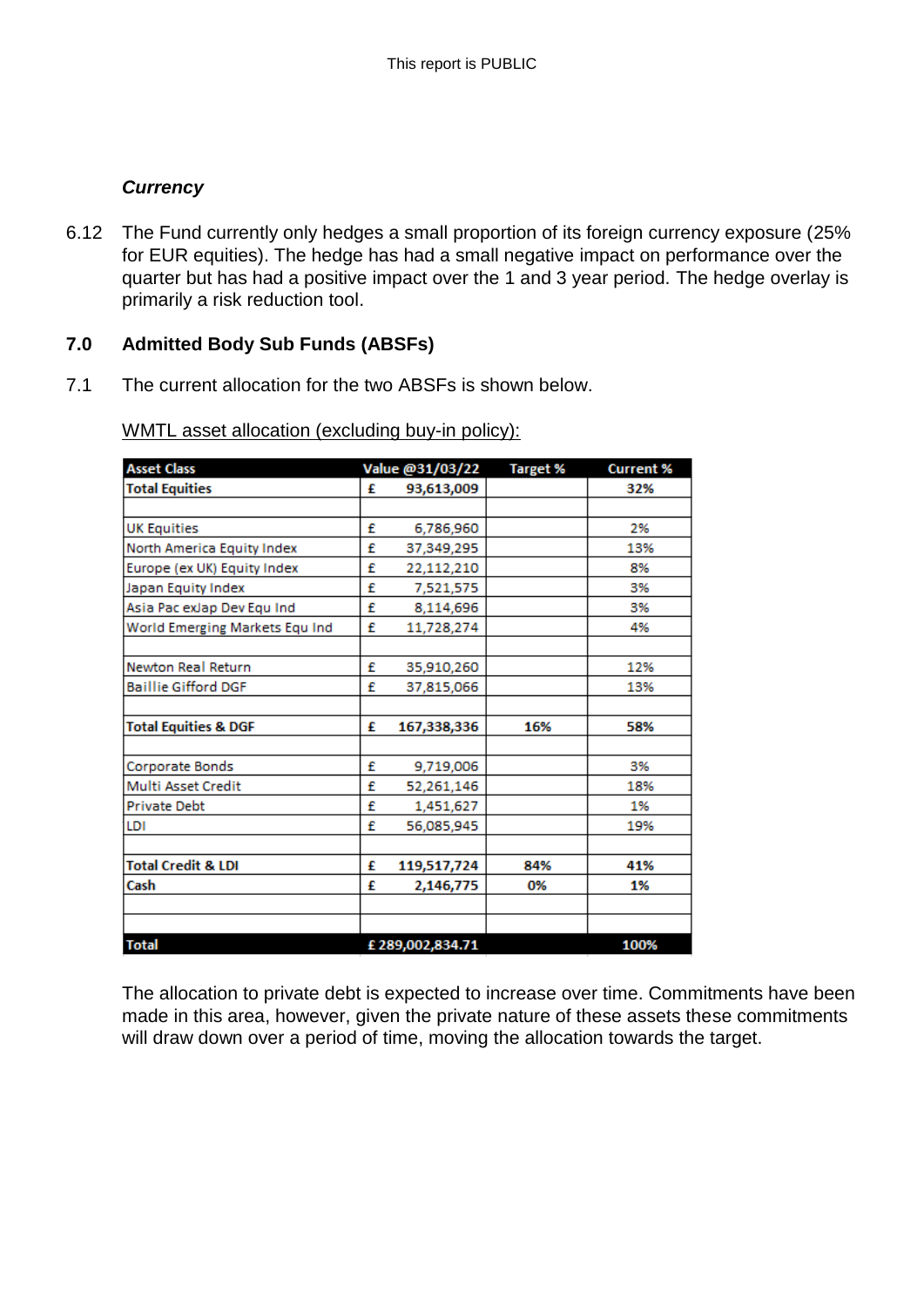*Currency*

6.12 The Fund currently only hedges a small proportion of its foreign currency exposure (25% for EUR equities). The hedge has had a small negative impact on performance over the quarter but has had a positive impact over the 1 and 3 year period. The hedge overlay is primarily a risk reduction tool.

## 7.0 Admitted Body Sub Funds (ABSFs)

7.1 The current allocation for the two ABSFs is shown below.

WMTL asset allocation (excluding buy-in policy):

| Asset Class | Value @31/03/22 | Target % | Current % |
|---|---|---|---|
| **Total Equities** | **£ 93,613,009** | | **32%** |
| | | | |
| UK Equities | £ 6,786,960 | | 2% |
| North America Equity Index | £ 37,349,295 | | 13% |
| Europe (ex UK) Equity Index | £ 22,112,210 | | 8% |
| Japan Equity Index | £ 7,521,575 | | 3% |
| Asia Pac exJap Dev Equ Ind | £ 8,114,696 | | 3% |
| World Emerging Markets Equ Ind | £ 11,728,274 | | 4% |
| | | | |
| Newton Real Return | £ 35,910,260 | | 12% |
| Baillie Gifford DGF | £ 37,815,066 | | 13% |
| | | | |
| **Total Equities & DGF** | **£ 167,338,336** | **16%** | **58%** |
| | | | |
| Corporate Bonds | £ 9,719,006 | | 3% |
| Multi Asset Credit | £ 52,261,146 | | 18% |
| Private Debt | £ 1,451,627 | | 1% |
| LDI | £ 56,085,945 | | 19% |
| | | | |
| **Total Credit & LDI** | **£ 119,517,724** | **84%** | **41%** |
| **Cash** | **£ 2,146,775** | **0%** | **1%** |
| | | | |
| | | | |
| **Total** | **£ 289,002,834.71** | | **100%** |

The allocation to private debt is expected to increase over time. Commitments have been made in this area, however, given the private nature of these assets these commitments will draw down over a period of time, moving the allocation towards the target.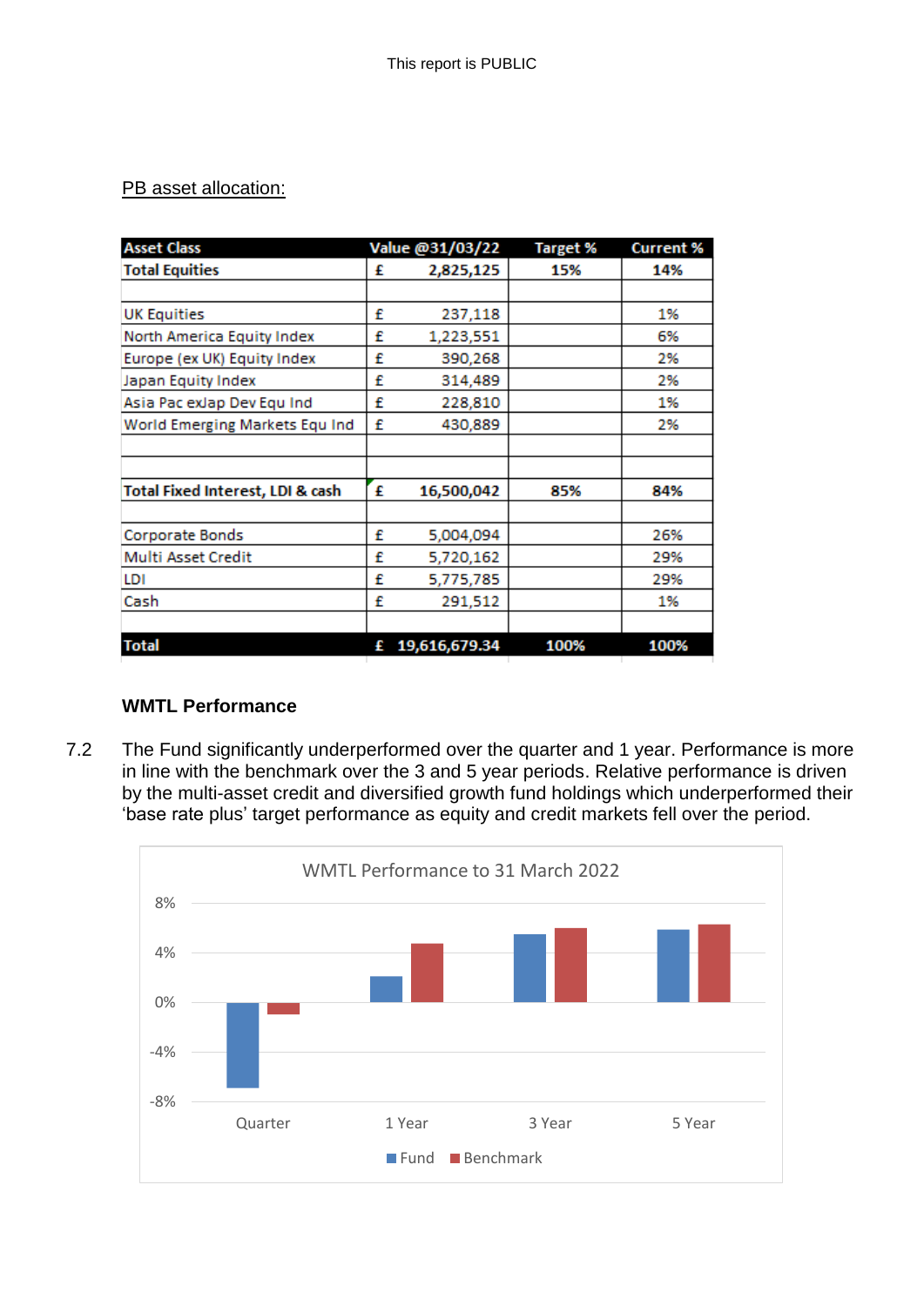PB asset allocation:

| Asset Class | Value @31/03/22 | Target % | Current % |
|---|---|---|---|
| **Total Equities** | **£ 2,825,125** | **15%** | **14%** |
| | | | |
| UK Equities | £ 237,118 | | 1% |
| North America Equity Index | £ 1,223,551 | | 6% |
| Europe (ex UK) Equity Index | £ 390,268 | | 2% |
| Japan Equity Index | £ 314,489 | | 2% |
| Asia Pac exJap Dev Equ Ind | £ 228,810 | | 1% |
| World Emerging Markets Equ Ind | £ 430,889 | | 2% |
| | | | |
| | | | |
| **Total Fixed Interest, LDI & cash** | **£ 16,500,042** | **85%** | **84%** |
| | | | |
| Corporate Bonds | £ 5,004,094 | | 26% |
| Multi Asset Credit | £ 5,720,162 | | 29% |
| LDI | £ 5,775,785 | | 29% |
| Cash | £ 291,512 | | 1% |
| | | | |
| **Total** | **£ 19,616,679.34** | **100%** | **100%** |

### WMTL Performance

7.2 The Fund significantly underperformed over the quarter and 1 year. Performance is more in line with the benchmark over the 3 and 5 year periods. Relative performance is driven by the multi-asset credit and diversified growth fund holdings which underperformed their 'base rate plus' target performance as equity and credit markets fell over the period.

WMTL Performance to 31 March 2022

| | Quarter | 1 Year | 3 Year | 5 Year |
|---|---|---|---|---|
| Fund | approx. -6.9% | approx. 2.1% | approx. 5.5% | approx. 5.9% |
| Benchmark | approx. -0.9% | approx. 4.7% | approx. 6.0% | approx. 6.3% |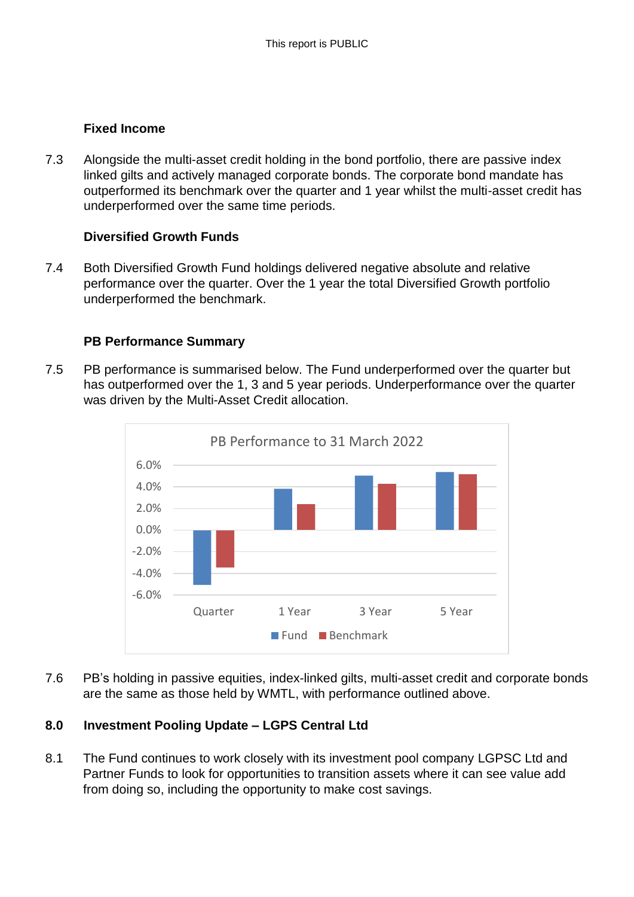### Fixed Income

7.3 Alongside the multi-asset credit holding in the bond portfolio, there are passive index linked gilts and actively managed corporate bonds. The corporate bond mandate has outperformed its benchmark over the quarter and 1 year whilst the multi-asset credit has underperformed over the same time periods.

### Diversified Growth Funds

7.4 Both Diversified Growth Fund holdings delivered negative absolute and relative performance over the quarter. Over the 1 year the total Diversified Growth portfolio underperformed the benchmark.

### PB Performance Summary

7.5 PB performance is summarised below. The Fund underperformed over the quarter but has outperformed over the 1, 3 and 5 year periods. Underperformance over the quarter was driven by the Multi-Asset Credit allocation.

PB Performance to 31 March 2022

7.6 PB's holding in passive equities, index-linked gilts, multi-asset credit and corporate bonds are the same as those held by WMTL, with performance outlined above.

## 8.0 Investment Pooling Update – LGPS Central Ltd

8.1 The Fund continues to work closely with its investment pool company LGPSC Ltd and Partner Funds to look for opportunities to transition assets where it can see value add from doing so, including the opportunity to make cost savings.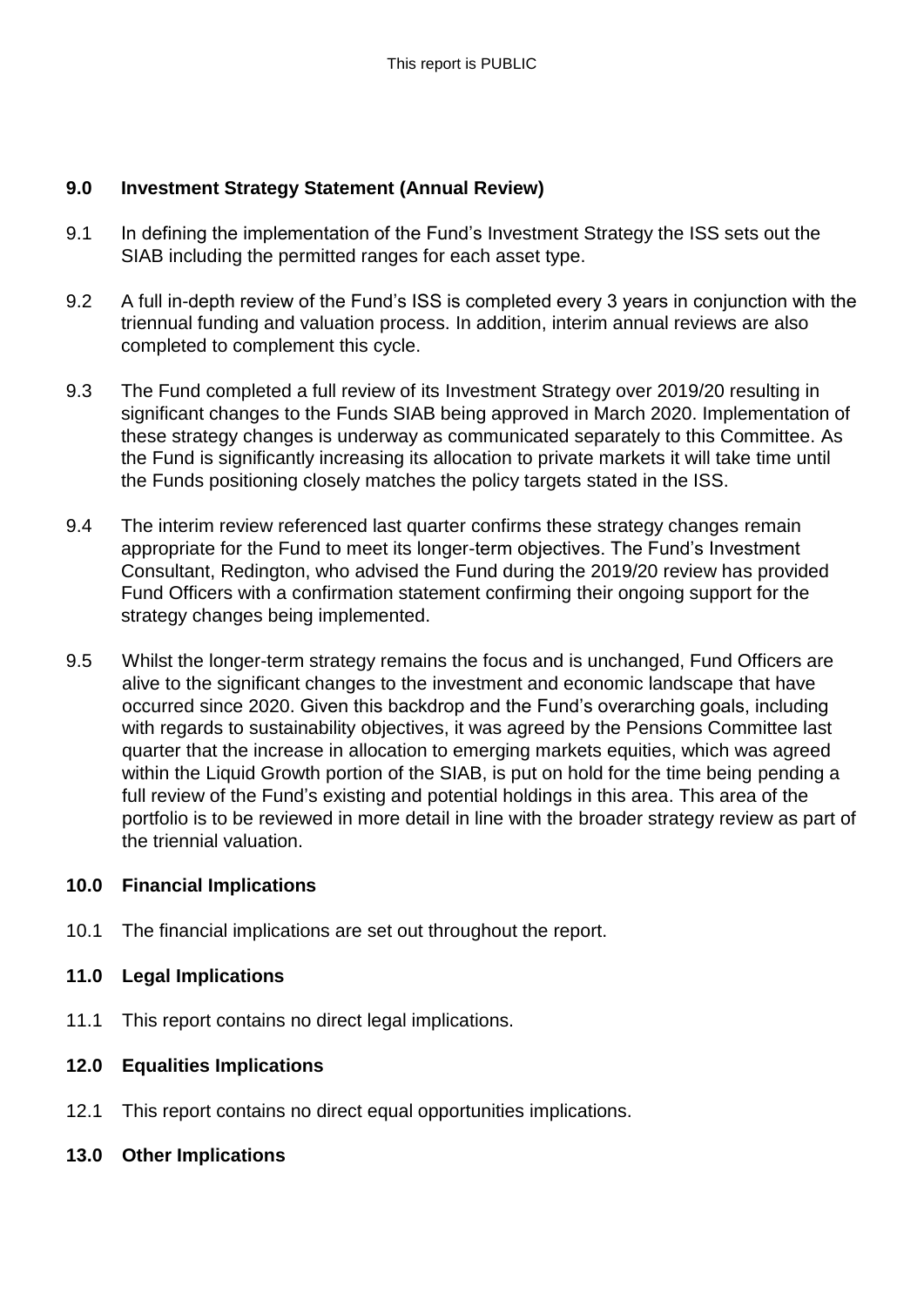## 9.0 Investment Strategy Statement (Annual Review)

9.1 In defining the implementation of the Fund's Investment Strategy the ISS sets out the SIAB including the permitted ranges for each asset type.

9.2 A full in-depth review of the Fund's ISS is completed every 3 years in conjunction with the triennual funding and valuation process. In addition, interim annual reviews are also completed to complement this cycle.

9.3 The Fund completed a full review of its Investment Strategy over 2019/20 resulting in significant changes to the Funds SIAB being approved in March 2020. Implementation of these strategy changes is underway as communicated separately to this Committee. As the Fund is significantly increasing its allocation to private markets it will take time until the Funds positioning closely matches the policy targets stated in the ISS.

9.4 The interim review referenced last quarter confirms these strategy changes remain appropriate for the Fund to meet its longer-term objectives. The Fund's Investment Consultant, Redington, who advised the Fund during the 2019/20 review has provided Fund Officers with a confirmation statement confirming their ongoing support for the strategy changes being implemented.

9.5 Whilst the longer-term strategy remains the focus and is unchanged, Fund Officers are alive to the significant changes to the investment and economic landscape that have occurred since 2020. Given this backdrop and the Fund's overarching goals, including with regards to sustainability objectives, it was agreed by the Pensions Committee last quarter that the increase in allocation to emerging markets equities, which was agreed within the Liquid Growth portion of the SIAB, is put on hold for the time being pending a full review of the Fund's existing and potential holdings in this area. This area of the portfolio is to be reviewed in more detail in line with the broader strategy review as part of the triennial valuation.

## 10.0 Financial Implications

10.1 The financial implications are set out throughout the report.

## 11.0 Legal Implications

11.1 This report contains no direct legal implications.

## 12.0 Equalities Implications

12.1 This report contains no direct equal opportunities implications.

## 13.0 Other Implications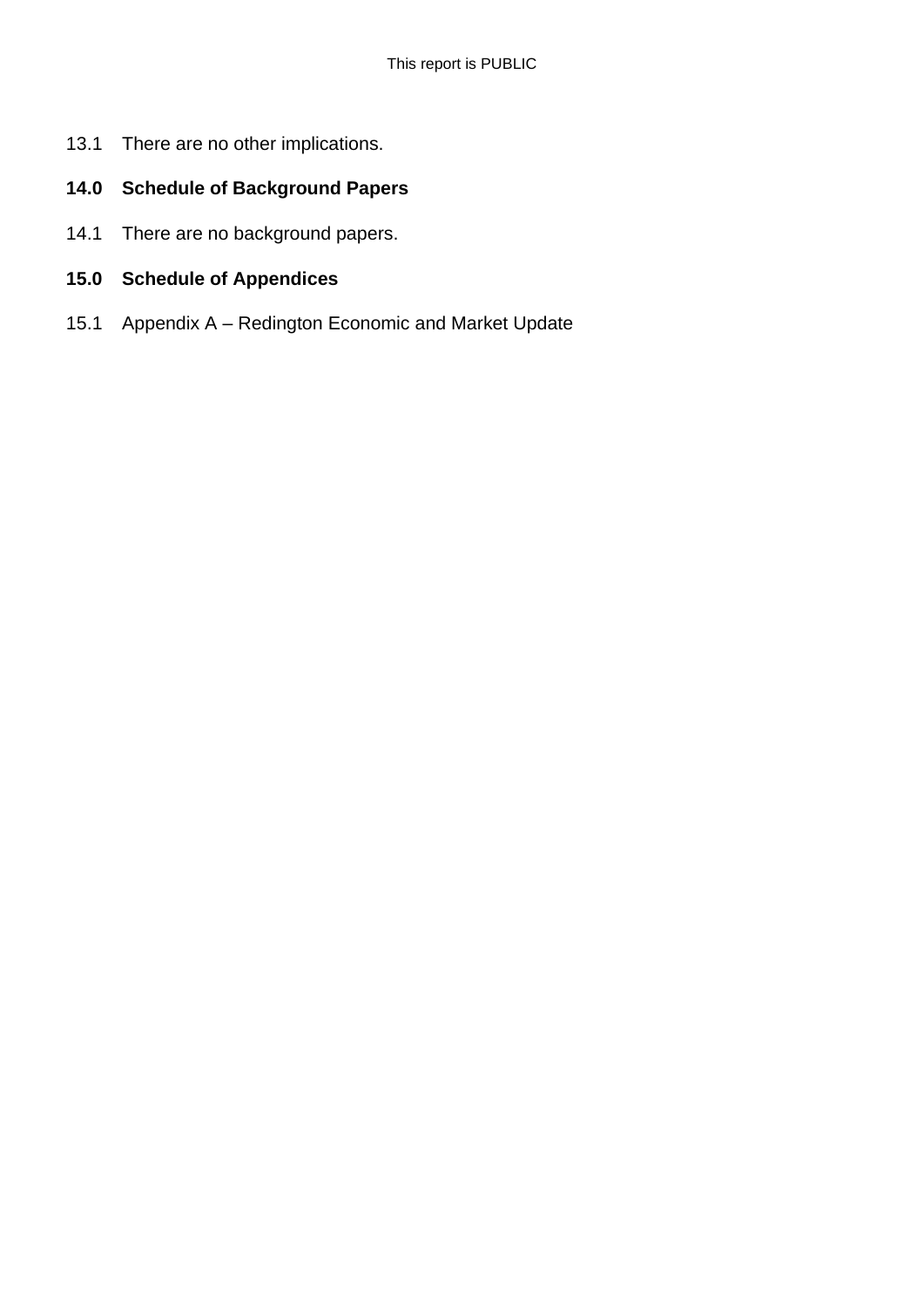13.1 There are no other implications.

## 14.0 Schedule of Background Papers

14.1 There are no background papers.

## 15.0 Schedule of Appendices

15.1 Appendix A – Redington Economic and Market Update